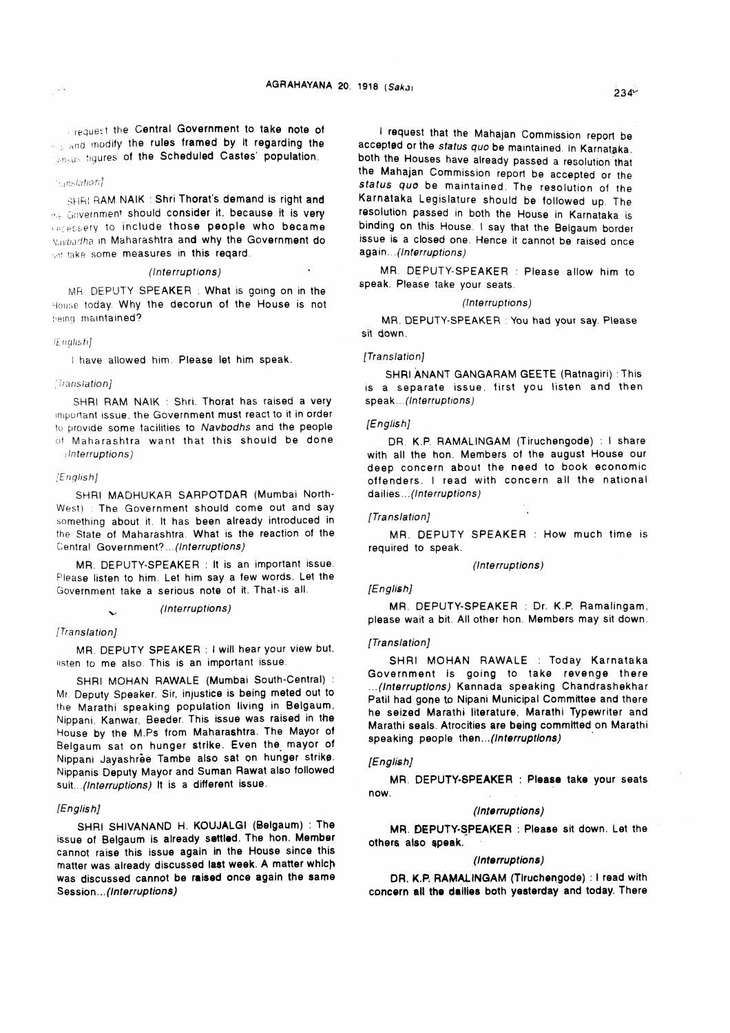I request the Central Government to take note of this and modify the rules framed by it regarding the census figures of the Scheduled Castes' population.

*[Translation]*

SHRI RAM NAIK : Shri Thorat's demand is right and the Government should consider it, because it is very necessery to include those people who became *Navbadha* in Maharashtra and why the Government do not take some measures in this reqard.

*(Interruptions)*

MR. DEPUTY SPEAKER : What is going on in the House today. Why the decorun of the House is not being maintained?

*[English]*

I have allowed him. Please let him speak.

*[Translation]*

SHRI RAM NAIK : Shri. Thorat has raised a very important issue, the Government must react to it in order to provide some facilities to *Navbodhs* and the people of Maharashtra want that this should be done *(Interruptions)*

*[English]*

SHRI MADHUKAR SARPOTDAR (Mumbai North-West) : The Government should come out and say something about it. It has been already introduced in the State of Maharashtra. What is the reaction of the Central Government?...*(Interruptions)*

MR. DEPUTY-SPEAKER : It is an important issue. Please listen to him. Let him say a few words. Let the Government take a serious note of it. That is all.

*(Interruptions)*

*[Translation]*

MR. DEPUTY SPEAKER : I will hear your view but, listen to me also. This is an important issue.

SHRI MOHAN RAWALE (Mumbai South-Central) : Mr. Deputy Speaker, Sir, injustice is being meted out to the Marathi speaking population living in Belgaum, Nippani, Kanwar, Beeder. This issue was raised in the House by the M.Ps from Maharashtra. The Mayor of Belgaum sat on hunger strike. Even the mayor of Nippani Jayashree Tambe also sat on hunger strike. Nippanis Deputy Mayor and Suman Rawat also followed suit...*(Interruptions)* It is a different issue.

*[English]*

SHRI SHIVANAND H. KOUJALGI (Belgaum) : The issue of Belgaum is already settled. The hon. Member cannot raise this issue again in the House since this matter was already discussed last week. A matter which was discussed cannot be raised once again the same Session...*(Interruptions)*

I request that the Mahajan Commission report be accepted or the *status quo* be maintained. In Karnataka, both the Houses have already passed a resolution that the Mahajan Commission report be accepted or the *status quo* be maintained. The resolution of the Karnataka Legislature should be followed up. The resolution passed in both the House in Karnataka is binding on this House. I say that the Belgaum border issue is a closed one. Hence it cannot be raised once again...*(Interruptions)*

MR. DEPUTY-SPEAKER : Please allow him to speak. Please take your seats.

*(Interruptions)*

MR. DEPUTY-SPEAKER : You had your say. Please sit down.

*[Translation]*

SHRI ANANT GANGARAM GEETE (Ratnagiri) : This is a separate issue, first you listen and then speak...*(Interruptions)*

*[English]*

DR. K.P. RAMALINGAM (Tiruchengode) : I share with all the hon. Members of the august House our deep concern about the need to book economic offenders. I read with concern all the national dailies...*(Interruptions)*

*[Translation]*

MR. DEPUTY SPEAKER : How much time is required to speak.

*(Interruptions)*

*[English]*

MR. DEPUTY-SPEAKER : Dr. K.P. Ramalingam, please wait a bit. All other hon. Members may sit down.

*[Translation]*

SHRI MOHAN RAWALE : Today Karnataka Government is going to take revenge there ...*(Interruptions)* Kannada speaking Chandrashekhar Patil had gone to Nipani Municipal Committee and there he seized Marathi literature, Marathi Typewriter and Marathi seals. Atrocities are being committed on Marathi speaking people then...*(Interruptions)*

*[English]*

MR. DEPUTY-SPEAKER : Please take your seats now.

*(Interruptions)*

MR. DEPUTY-SPEAKER : Please sit down. Let the others also speak.

*(Interruptions)*

DR. K.P. RAMALINGAM (Tiruchengode) : I read with concern all the dailies both yesterday and today. There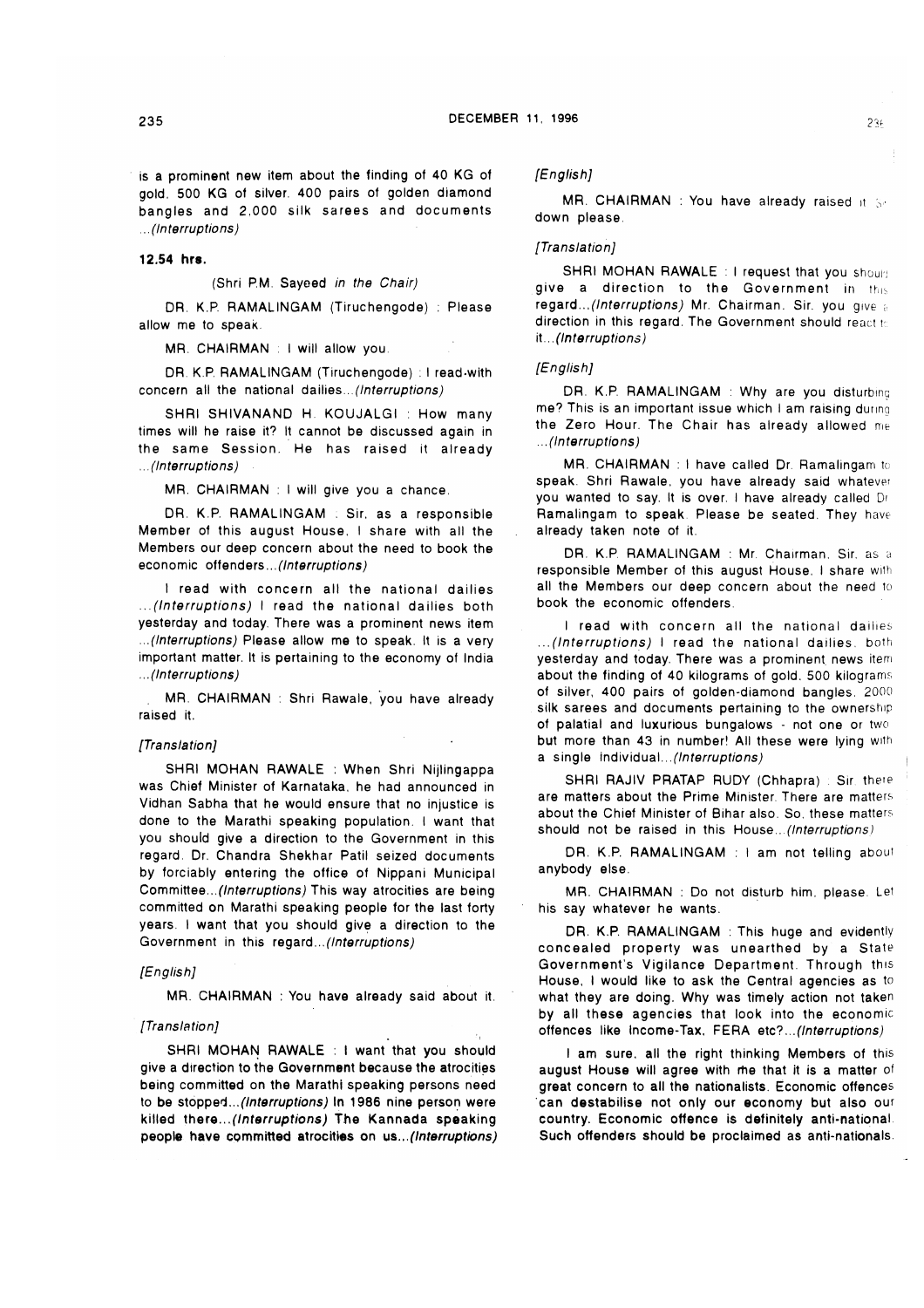is a prominent new item about the finding of 40 KG of gold, 500 KG of silver, 400 pairs of golden diamond bangles and 2,000 silk sarees and documents ...*(Interruptions)*

**12.54 hrs.**

(Shri P.M. Sayeed *in the Chair)*

DR. K.P. RAMALINGAM (Tiruchengode) : Please allow me to speak.

MR. CHAIRMAN : I will allow you.

DR. K.P. RAMALINGAM (Tiruchengode) : I read with concern all the national dailies...*(Interruptions)*

SHRI SHIVANAND H. KOUJALGI : How many times will he raise it? It cannot be discussed again in the same Session. He has raised it already ...*(Interruptions)*

MR. CHAIRMAN : I will give you a chance.

DR. K.P. RAMALINGAM : Sir, as a responsible Member of this august House, I share with all the Members our deep concern about the need to book the economic offenders...*(Interruptions)*

I read with concern all the national dailies ...*(Interruptions)* I read the national dailies both yesterday and today. There was a prominent news item ...*(Interruptions)* Please allow me to speak. It is a very important matter. It is pertaining to the economy of India ...*(Interruptions)*

MR. CHAIRMAN : Shri Rawale, you have already raised it.

*[Translation]*

SHRI MOHAN RAWALE : When Shri Nijlingappa was Chief Minister of Karnataka, he had announced in Vidhan Sabha that he would ensure that no injustice is done to the Marathi speaking population. I want that you should give a direction to the Government in this regard. Dr. Chandra Shekhar Patil seized documents by forciably entering the office of Nippani Municipal Committee...*(Interruptions)* This way atrocities are being committed on Marathi speaking people for the last forty years. I want that you should give a direction to the Government in this regard...*(Interruptions)*

*[English]*

MR. CHAIRMAN : You have already said about it.

*[Translation]*

SHRI MOHAN RAWALE : I want that you should give a direction to the Government because the atrocities being committed on the Marathi speaking persons need to be stopped...*(Interruptions)* In 1986 nine person were killed there...*(Interruptions)* The Kannada speaking people have committed atrocities on us...*(Interruptions)*

*[English]*

MR. CHAIRMAN : You have already raised it. Sit down please.

*[Translation]*

SHRI MOHAN RAWALE : I request that you should give a direction to the Government in this regard...*(Interruptions)* Mr. Chairman, Sir, you give a direction in this regard. The Government should react to it...*(Interruptions)*

*[English]*

DR. K.P. RAMALINGAM : Why are you disturbing me? This is an important issue which I am raising during the Zero Hour. The Chair has already allowed me ...*(Interruptions)*

MR. CHAIRMAN : I have called Dr. Ramalingam to speak. Shri Rawale, you have already said whatever you wanted to say. It is over. I have already called Dr. Ramalingam to speak. Please be seated. They have already taken note of it.

DR. K.P. RAMALINGAM : Mr. Chairman, Sir, as a responsible Member of this august House, I share with all the Members our deep concern about the need to book the economic offenders.

I read with concern all the national dailies ...*(Interruptions)* I read the national dailies, both yesterday and today. There was a prominent news item about the finding of 40 kilograms of gold, 500 kilograms of silver, 400 pairs of golden-diamond bangles, 2000 silk sarees and documents pertaining to the ownership of palatial and luxurious bungalows - not one or two but more than 43 in number! All these were lying with a single individual...*(Interruptions)*

SHRI RAJIV PRATAP RUDY (Chhapra) : Sir, there are matters about the Prime Minister. There are matters about the Chief Minister of Bihar also. So, these matters should not be raised in this House...*(Interruptions)*

DR. K.P. RAMALINGAM : I am not telling about anybody else.

MR. CHAIRMAN : Do not disturb him, please. Let his say whatever he wants.

DR. K.P. RAMALINGAM : This huge and evidently concealed property was unearthed by a State Government's Vigilance Department. Through this House, I would like to ask the Central agencies as to what they are doing. Why was timely action not taken by all these agencies that look into the economic offences like Income-Tax, FERA etc?...*(Interruptions)*

I am sure, all the right thinking Members of this august House will agree with me that it is a matter of great concern to all the nationalists. Economic offences can destabilise not only our economy but also our country. Economic offence is definitely anti-national. Such offenders should be proclaimed as anti-nationals.